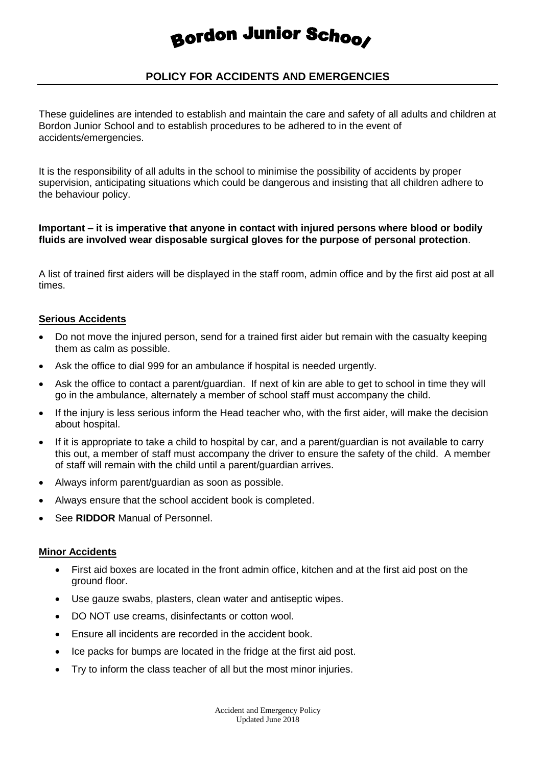# Bordon Junior School

## POLICY FOR ACCIDENTS AND EMERGENCIES

These guidelines are intended to establish and maintain the care and safety of all adults and children at Bordon Junior School and to establish procedures to be adhered to in the event of accidents/emergencies.

It is the responsibility of all adults in the school to minimise the possibility of accidents by proper supervision, anticipating situations which could be dangerous and insisting that all children adhere to the behaviour policy.

**Important – it is imperative that anyone in contact with injured persons where blood or bodily fluids are involved wear disposable surgical gloves for the purpose of personal protection**.

A list of trained first aiders will be displayed in the staff room, admin office and by the first aid post at all times.

### Serious Accidents

- Do not move the injured person, send for a trained first aider but remain with the casualty keeping them as calm as possible.
- Ask the office to dial 999 for an ambulance if hospital is needed urgently.
- Ask the office to contact a parent/guardian. If next of kin are able to get to school in time they will go in the ambulance, alternately a member of school staff must accompany the child.
- If the injury is less serious inform the Head teacher who, with the first aider, will make the decision about hospital.
- If it is appropriate to take a child to hospital by car, and a parent/guardian is not available to carry this out, a member of staff must accompany the driver to ensure the safety of the child. A member of staff will remain with the child until a parent/guardian arrives.
- Always inform parent/guardian as soon as possible.
- Always ensure that the school accident book is completed.
- See **RIDDOR** Manual of Personnel.

### Minor Accidents

- First aid boxes are located in the front admin office, kitchen and at the first aid post on the ground floor.
- Use gauze swabs, plasters, clean water and antiseptic wipes.
- DO NOT use creams, disinfectants or cotton wool.
- Ensure all incidents are recorded in the accident book.
- Ice packs for bumps are located in the fridge at the first aid post.
- Try to inform the class teacher of all but the most minor injuries.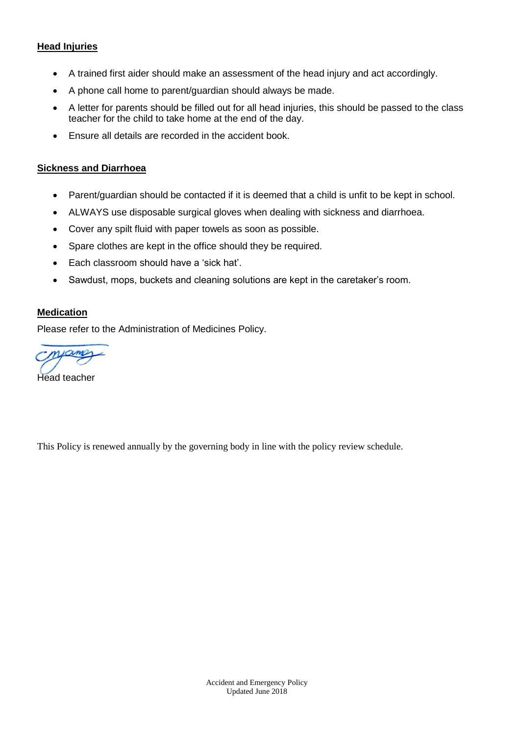**Head Injuries**

- A trained first aider should make an assessment of the head injury and act accordingly.
- A phone call home to parent/guardian should always be made.
- A letter for parents should be filled out for all head injuries, this should be passed to the class teacher for the child to take home at the end of the day.
- Ensure all details are recorded in the accident book.

**Sickness and Diarrhoea**

- Parent/guardian should be contacted if it is deemed that a child is unfit to be kept in school.
- ALWAYS use disposable surgical gloves when dealing with sickness and diarrhoea.
- Cover any spilt fluid with paper towels as soon as possible.
- Spare clothes are kept in the office should they be required.
- Each classroom should have a 'sick hat'.
- Sawdust, mops, buckets and cleaning solutions are kept in the caretaker's room.

**Medication**

Please refer to the Administration of Medicines Policy.

Head teacher

This Policy is renewed annually by the governing body in line with the policy review schedule.